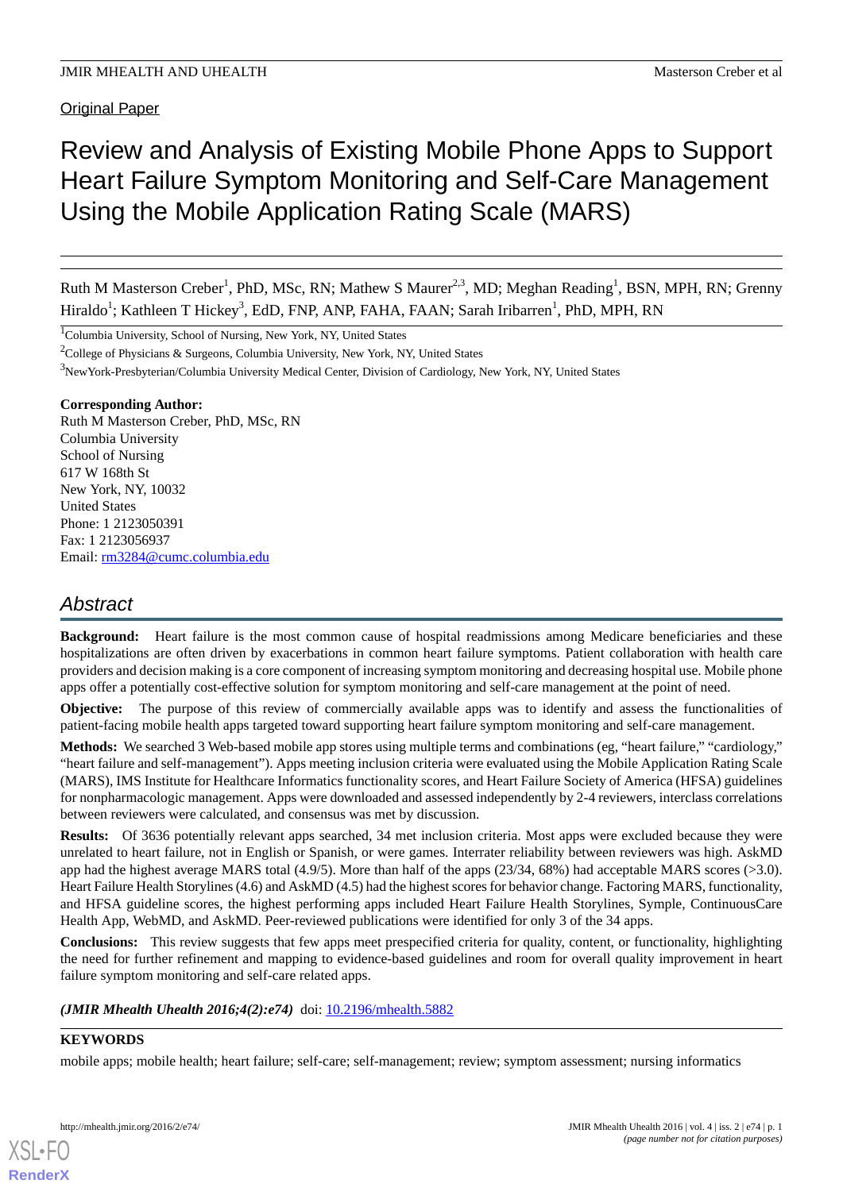Original Paper

# Review and Analysis of Existing Mobile Phone Apps to Support Heart Failure Symptom Monitoring and Self-Care Management Using the Mobile Application Rating Scale (MARS)

Ruth M Masterson Creber[1], PhD, MSc, RN; Mathew S Maurer[2,3], MD; Meghan Reading[1], BSN, MPH, RN; Grenny Hiraldo[1]; Kathleen T Hickey[3], EdD, FNP, ANP, FAHA, FAAN; Sarah Iribarren[1], PhD, MPH, RN

[1]Columbia University, School of Nursing, New York, NY, United States

[2]College of Physicians & Surgeons, Columbia University, New York, NY, United States

[3]NewYork-Presbyterian/Columbia University Medical Center, Division of Cardiology, New York, NY, United States

**Corresponding Author:**
Ruth M Masterson Creber, PhD, MSc, RN
Columbia University
School of Nursing
617 W 168th St
New York, NY, 10032
United States
Phone: 1 2123050391
Fax: 1 2123056937
Email: rm3284@cumc.columbia.edu

## Abstract

**Background:** Heart failure is the most common cause of hospital readmissions among Medicare beneficiaries and these hospitalizations are often driven by exacerbations in common heart failure symptoms. Patient collaboration with health care providers and decision making is a core component of increasing symptom monitoring and decreasing hospital use. Mobile phone apps offer a potentially cost-effective solution for symptom monitoring and self-care management at the point of need.

**Objective:** The purpose of this review of commercially available apps was to identify and assess the functionalities of patient-facing mobile health apps targeted toward supporting heart failure symptom monitoring and self-care management.

**Methods:** We searched 3 Web-based mobile app stores using multiple terms and combinations (eg, "heart failure," "cardiology," "heart failure and self-management"). Apps meeting inclusion criteria were evaluated using the Mobile Application Rating Scale (MARS), IMS Institute for Healthcare Informatics functionality scores, and Heart Failure Society of America (HFSA) guidelines for nonpharmacologic management. Apps were downloaded and assessed independently by 2-4 reviewers, interclass correlations between reviewers were calculated, and consensus was met by discussion.

**Results:** Of 3636 potentially relevant apps searched, 34 met inclusion criteria. Most apps were excluded because they were unrelated to heart failure, not in English or Spanish, or were games. Interrater reliability between reviewers was high. AskMD app had the highest average MARS total (4.9/5). More than half of the apps (23/34, 68%) had acceptable MARS scores (>3.0). Heart Failure Health Storylines (4.6) and AskMD (4.5) had the highest scores for behavior change. Factoring MARS, functionality, and HFSA guideline scores, the highest performing apps included Heart Failure Health Storylines, Symple, ContinuousCare Health App, WebMD, and AskMD. Peer-reviewed publications were identified for only 3 of the 34 apps.

**Conclusions:** This review suggests that few apps meet prespecified criteria for quality, content, or functionality, highlighting the need for further refinement and mapping to evidence-based guidelines and room for overall quality improvement in heart failure symptom monitoring and self-care related apps.

*(JMIR Mhealth Uhealth 2016;4(2):e74)* doi: 10.2196/mhealth.5882

**KEYWORDS**

mobile apps; mobile health; heart failure; self-care; self-management; review; symptom assessment; nursing informatics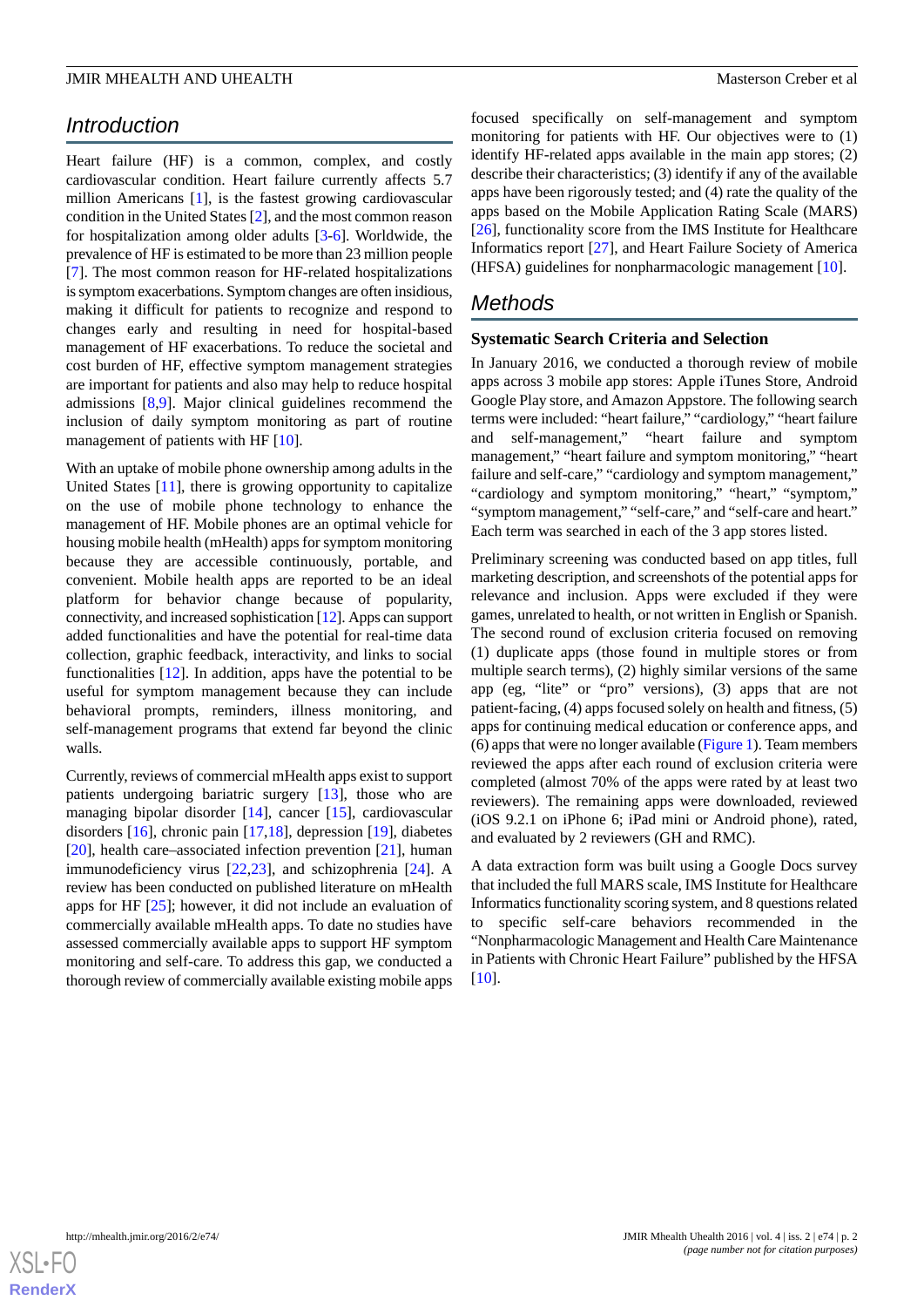## Introduction

Heart failure (HF) is a common, complex, and costly cardiovascular condition. Heart failure currently affects 5.7 million Americans [1], is the fastest growing cardiovascular condition in the United States [2], and the most common reason for hospitalization among older adults [3-6]. Worldwide, the prevalence of HF is estimated to be more than 23 million people [7]. The most common reason for HF-related hospitalizations is symptom exacerbations. Symptom changes are often insidious, making it difficult for patients to recognize and respond to changes early and resulting in need for hospital-based management of HF exacerbations. To reduce the societal and cost burden of HF, effective symptom management strategies are important for patients and also may help to reduce hospital admissions [8,9]. Major clinical guidelines recommend the inclusion of daily symptom monitoring as part of routine management of patients with HF [10].

With an uptake of mobile phone ownership among adults in the United States [11], there is growing opportunity to capitalize on the use of mobile phone technology to enhance the management of HF. Mobile phones are an optimal vehicle for housing mobile health (mHealth) apps for symptom monitoring because they are accessible continuously, portable, and convenient. Mobile health apps are reported to be an ideal platform for behavior change because of popularity, connectivity, and increased sophistication [12]. Apps can support added functionalities and have the potential for real-time data collection, graphic feedback, interactivity, and links to social functionalities [12]. In addition, apps have the potential to be useful for symptom management because they can include behavioral prompts, reminders, illness monitoring, and self-management programs that extend far beyond the clinic walls.

Currently, reviews of commercial mHealth apps exist to support patients undergoing bariatric surgery [13], those who are managing bipolar disorder [14], cancer [15], cardiovascular disorders [16], chronic pain [17,18], depression [19], diabetes [20], health care–associated infection prevention [21], human immunodeficiency virus [22,23], and schizophrenia [24]. A review has been conducted on published literature on mHealth apps for HF [25]; however, it did not include an evaluation of commercially available mHealth apps. To date no studies have assessed commercially available apps to support HF symptom monitoring and self-care. To address this gap, we conducted a thorough review of commercially available existing mobile apps focused specifically on self-management and symptom monitoring for patients with HF. Our objectives were to (1) identify HF-related apps available in the main app stores; (2) describe their characteristics; (3) identify if any of the available apps have been rigorously tested; and (4) rate the quality of the apps based on the Mobile Application Rating Scale (MARS) [26], functionality score from the IMS Institute for Healthcare Informatics report [27], and Heart Failure Society of America (HFSA) guidelines for nonpharmacologic management [10].

## Methods

### Systematic Search Criteria and Selection

In January 2016, we conducted a thorough review of mobile apps across 3 mobile app stores: Apple iTunes Store, Android Google Play store, and Amazon Appstore. The following search terms were included: "heart failure," "cardiology," "heart failure and self-management," "heart failure and symptom management," "heart failure and symptom monitoring," "heart failure and self-care," "cardiology and symptom management," "cardiology and symptom monitoring," "heart," "symptom," "symptom management," "self-care," and "self-care and heart." Each term was searched in each of the 3 app stores listed.

Preliminary screening was conducted based on app titles, full marketing description, and screenshots of the potential apps for relevance and inclusion. Apps were excluded if they were games, unrelated to health, or not written in English or Spanish. The second round of exclusion criteria focused on removing (1) duplicate apps (those found in multiple stores or from multiple search terms), (2) highly similar versions of the same app (eg, "lite" or "pro" versions), (3) apps that are not patient-facing, (4) apps focused solely on health and fitness, (5) apps for continuing medical education or conference apps, and (6) apps that were no longer available (Figure 1). Team members reviewed the apps after each round of exclusion criteria were completed (almost 70% of the apps were rated by at least two reviewers). The remaining apps were downloaded, reviewed (iOS 9.2.1 on iPhone 6; iPad mini or Android phone), rated, and evaluated by 2 reviewers (GH and RMC).

A data extraction form was built using a Google Docs survey that included the full MARS scale, IMS Institute for Healthcare Informatics functionality scoring system, and 8 questions related to specific self-care behaviors recommended in the "Nonpharmacologic Management and Health Care Maintenance in Patients with Chronic Heart Failure" published by the HFSA [10].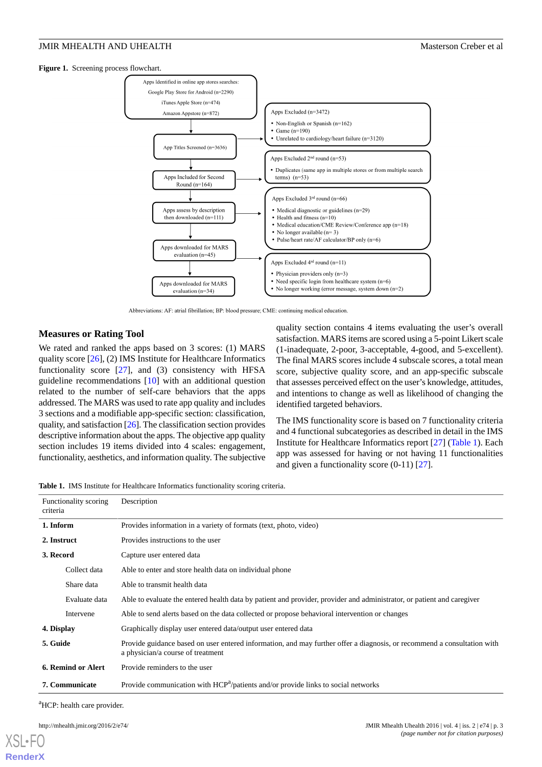**Figure 1.** Screening process flowchart.

Apps Identified in online app stores searches:
Google Play Store for Android (n=2290)
iTunes Apple Store (n=474)
Amazon Appstore (n=872)

App Titles Screened (n=3636)

Apps Excluded (n=3472)
- Non-English or Spanish (n=162)
- Game (n=190)
- Unrelated to cardiology/heart failure (n=3120)

Apps Included for Second Round (n=164)

Apps Excluded 2nd round (n=53)
- Duplicates (same app in multiple stores or from multiple search terms) (n=53)

Apps assess by description then downloaded (n=111)

Apps Excluded 3rd round (n=66)
- Medical diagnostic or guidelines (n=29)
- Health and fitness (n=10)
- Medical education/CME Review/Conference app (n=18)
- No longer available (n= 3)
- Pulse/heart rate/AF calculator/BP only (n=6)

Apps downloaded for MARS evaluation (n=45)

Apps Excluded 4th round (n=11)
- Physician providers only (n=3)
- Need specific login from healthcare system (n=6)
- No longer working (error message, system down (n=2)

Apps downloaded for MARS evaluation (n=34)

Abbreviations: AF: atrial fibrillation; BP: blood pressure; CME: continuing medical education.

### Measures or Rating Tool

We rated and ranked the apps based on 3 scores: (1) MARS quality score [26], (2) IMS Institute for Healthcare Informatics functionality score [27], and (3) consistency with HFSA guideline recommendations [10] with an additional question related to the number of self-care behaviors that the apps addressed. The MARS was used to rate app quality and includes 3 sections and a modifiable app-specific section: classification, quality, and satisfaction [26]. The classification section provides descriptive information about the apps. The objective app quality section includes 19 items divided into 4 scales: engagement, functionality, aesthetics, and information quality. The subjective quality section contains 4 items evaluating the user's overall satisfaction. MARS items are scored using a 5-point Likert scale (1-inadequate, 2-poor, 3-acceptable, 4-good, and 5-excellent). The final MARS scores include 4 subscale scores, a total mean score, subjective quality score, and an app-specific subscale that assesses perceived effect on the user's knowledge, attitudes, and intentions to change as well as likelihood of changing the identified targeted behaviors.

The IMS functionality score is based on 7 functionality criteria and 4 functional subcategories as described in detail in the IMS Institute for Healthcare Informatics report [27] (Table 1). Each app was assessed for having or not having 11 functionalities and given a functionality score (0-11) [27].

**Table 1.** IMS Institute for Healthcare Informatics functionality scoring criteria.

| Functionality scoring criteria | Description |
|---|---|
| **1. Inform** | Provides information in a variety of formats (text, photo, video) |
| **2. Instruct** | Provides instructions to the user |
| **3. Record** | Capture user entered data |
| Collect data | Able to enter and store health data on individual phone |
| Share data | Able to transmit health data |
| Evaluate data | Able to evaluate the entered health data by patient and provider, provider and administrator, or patient and caregiver |
| Intervene | Able to send alerts based on the data collected or propose behavioral intervention or changes |
| **4. Display** | Graphically display user entered data/output user entered data |
| **5. Guide** | Provide guidance based on user entered information, and may further offer a diagnosis, or recommend a consultation with a physician/a course of treatment |
| **6. Remind or Alert** | Provide reminders to the user |
| **7. Communicate** | Provide communication with HCP[a]/patients and/or provide links to social networks |

[a]HCP: health care provider.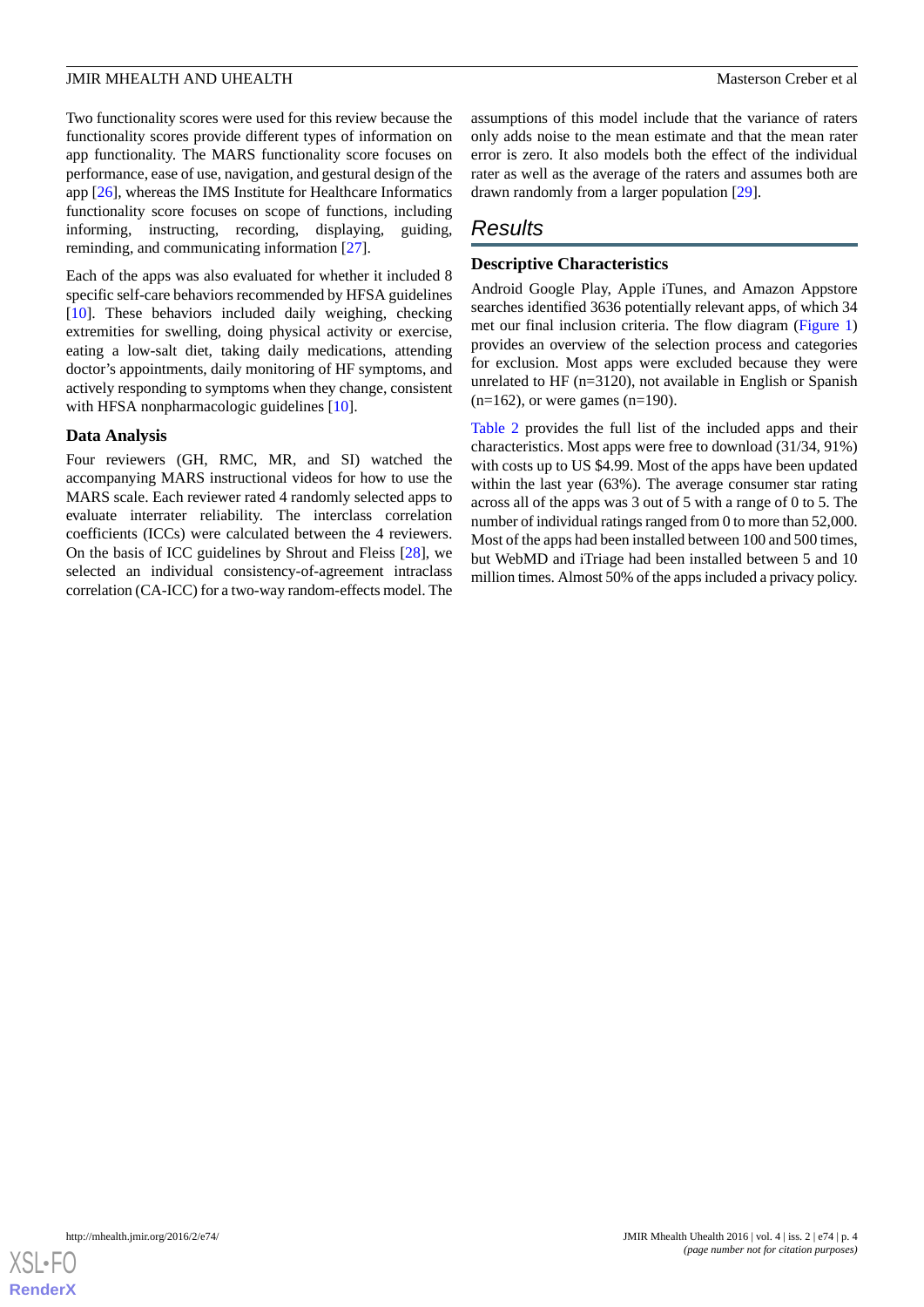Two functionality scores were used for this review because the functionality scores provide different types of information on app functionality. The MARS functionality score focuses on performance, ease of use, navigation, and gestural design of the app [26], whereas the IMS Institute for Healthcare Informatics functionality score focuses on scope of functions, including informing, instructing, recording, displaying, guiding, reminding, and communicating information [27].

Each of the apps was also evaluated for whether it included 8 specific self-care behaviors recommended by HFSA guidelines [10]. These behaviors included daily weighing, checking extremities for swelling, doing physical activity or exercise, eating a low-salt diet, taking daily medications, attending doctor's appointments, daily monitoring of HF symptoms, and actively responding to symptoms when they change, consistent with HFSA nonpharmacologic guidelines [10].

### Data Analysis

Four reviewers (GH, RMC, MR, and SI) watched the accompanying MARS instructional videos for how to use the MARS scale. Each reviewer rated 4 randomly selected apps to evaluate interrater reliability. The interclass correlation coefficients (ICCs) were calculated between the 4 reviewers. On the basis of ICC guidelines by Shrout and Fleiss [28], we selected an individual consistency-of-agreement intraclass correlation (CA-ICC) for a two-way random-effects model. The assumptions of this model include that the variance of raters only adds noise to the mean estimate and that the mean rater error is zero. It also models both the effect of the individual rater as well as the average of the raters and assumes both are drawn randomly from a larger population [29].

## Results

### Descriptive Characteristics

Android Google Play, Apple iTunes, and Amazon Appstore searches identified 3636 potentially relevant apps, of which 34 met our final inclusion criteria. The flow diagram (Figure 1) provides an overview of the selection process and categories for exclusion. Most apps were excluded because they were unrelated to HF (n=3120), not available in English or Spanish (n=162), or were games (n=190).

Table 2 provides the full list of the included apps and their characteristics. Most apps were free to download (31/34, 91%) with costs up to US $4.99. Most of the apps have been updated within the last year (63%). The average consumer star rating across all of the apps was 3 out of 5 with a range of 0 to 5. The number of individual ratings ranged from 0 to more than 52,000. Most of the apps had been installed between 100 and 500 times, but WebMD and iTriage had been installed between 5 and 10 million times. Almost 50% of the apps included a privacy policy.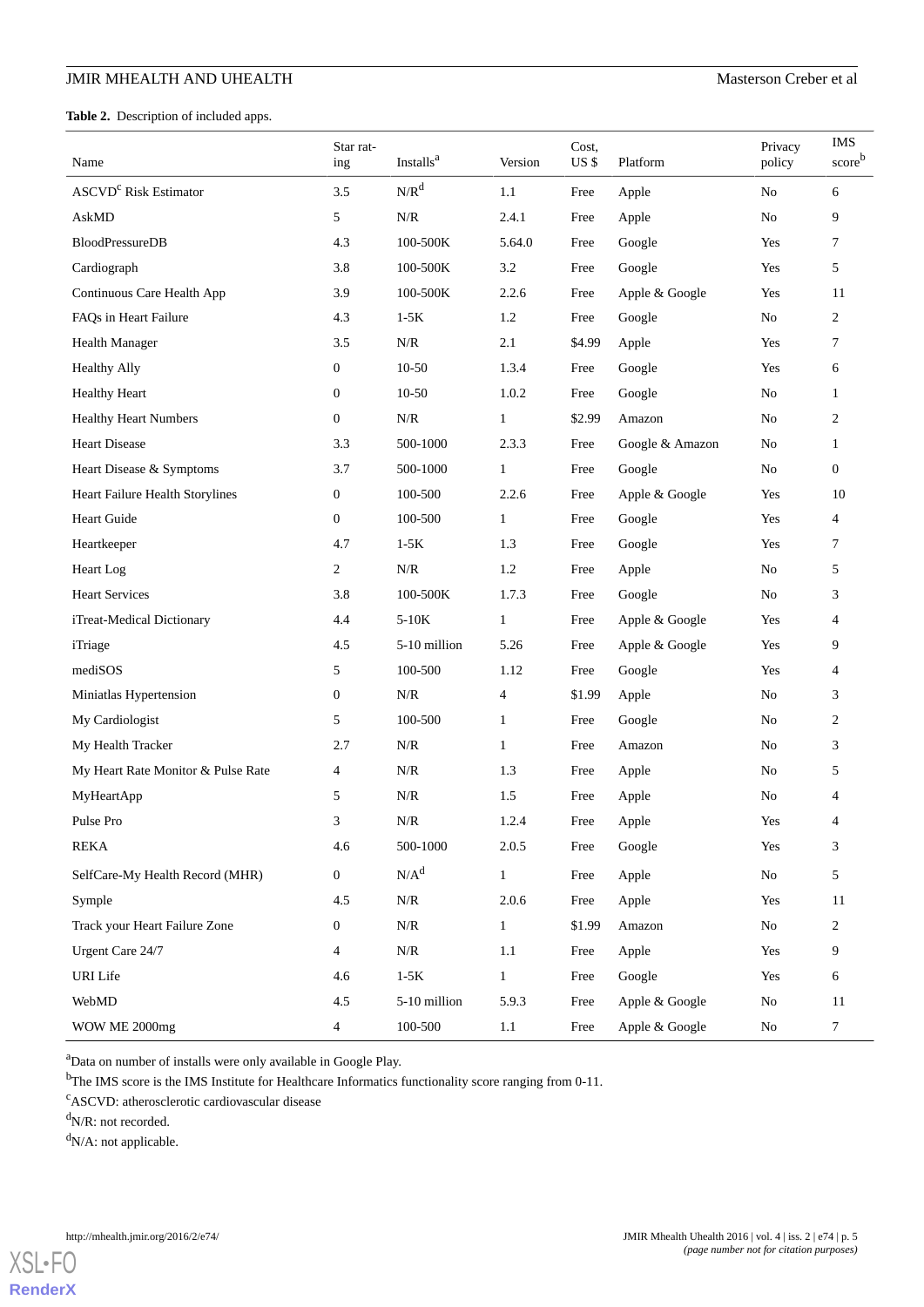**Table 2.** Description of included apps.

| Name | Star rating | Installs[a] | Version | Cost, US $ | Platform | Privacy policy | IMS score[b] |
|---|---|---|---|---|---|---|---|
| ASCVD[c] Risk Estimator | 3.5 | N/R[d] | 1.1 | Free | Apple | No | 6 |
| AskMD | 5 | N/R | 2.4.1 | Free | Apple | No | 9 |
| BloodPressureDB | 4.3 | 100-500K | 5.64.0 | Free | Google | Yes | 7 |
| Cardiograph | 3.8 | 100-500K | 3.2 | Free | Google | Yes | 5 |
| Continuous Care Health App | 3.9 | 100-500K | 2.2.6 | Free | Apple & Google | Yes | 11 |
| FAQs in Heart Failure | 4.3 | 1-5K | 1.2 | Free | Google | No | 2 |
| Health Manager | 3.5 | N/R | 2.1 | $4.99 | Apple | Yes | 7 |
| Healthy Ally | 0 | 10-50 | 1.3.4 | Free | Google | Yes | 6 |
| Healthy Heart | 0 | 10-50 | 1.0.2 | Free | Google | No | 1 |
| Healthy Heart Numbers | 0 | N/R | 1 | $2.99 | Amazon | No | 2 |
| Heart Disease | 3.3 | 500-1000 | 2.3.3 | Free | Google & Amazon | No | 1 |
| Heart Disease & Symptoms | 3.7 | 500-1000 | 1 | Free | Google | No | 0 |
| Heart Failure Health Storylines | 0 | 100-500 | 2.2.6 | Free | Apple & Google | Yes | 10 |
| Heart Guide | 0 | 100-500 | 1 | Free | Google | Yes | 4 |
| Heartkeeper | 4.7 | 1-5K | 1.3 | Free | Google | Yes | 7 |
| Heart Log | 2 | N/R | 1.2 | Free | Apple | No | 5 |
| Heart Services | 3.8 | 100-500K | 1.7.3 | Free | Google | No | 3 |
| iTreat-Medical Dictionary | 4.4 | 5-10K | 1 | Free | Apple & Google | Yes | 4 |
| iTriage | 4.5 | 5-10 million | 5.26 | Free | Apple & Google | Yes | 9 |
| mediSOS | 5 | 100-500 | 1.12 | Free | Google | Yes | 4 |
| Miniatlas Hypertension | 0 | N/R | 4 | $1.99 | Apple | No | 3 |
| My Cardiologist | 5 | 100-500 | 1 | Free | Google | No | 2 |
| My Health Tracker | 2.7 | N/R | 1 | Free | Amazon | No | 3 |
| My Heart Rate Monitor & Pulse Rate | 4 | N/R | 1.3 | Free | Apple | No | 5 |
| MyHeartApp | 5 | N/R | 1.5 | Free | Apple | No | 4 |
| Pulse Pro | 3 | N/R | 1.2.4 | Free | Apple | Yes | 4 |
| REKA | 4.6 | 500-1000 | 2.0.5 | Free | Google | Yes | 3 |
| SelfCare-My Health Record (MHR) | 0 | N/A[d] | 1 | Free | Apple | No | 5 |
| Symple | 4.5 | N/R | 2.0.6 | Free | Apple | Yes | 11 |
| Track your Heart Failure Zone | 0 | N/R | 1 | $1.99 | Amazon | No | 2 |
| Urgent Care 24/7 | 4 | N/R | 1.1 | Free | Apple | Yes | 9 |
| URI Life | 4.6 | 1-5K | 1 | Free | Google | Yes | 6 |
| WebMD | 4.5 | 5-10 million | 5.9.3 | Free | Apple & Google | No | 11 |
| WOW ME 2000mg | 4 | 100-500 | 1.1 | Free | Apple & Google | No | 7 |

[a]Data on number of installs were only available in Google Play.

[b]The IMS score is the IMS Institute for Healthcare Informatics functionality score ranging from 0-11.

[c]ASCVD: atherosclerotic cardiovascular disease

[d]N/R: not recorded.

[d]N/A: not applicable.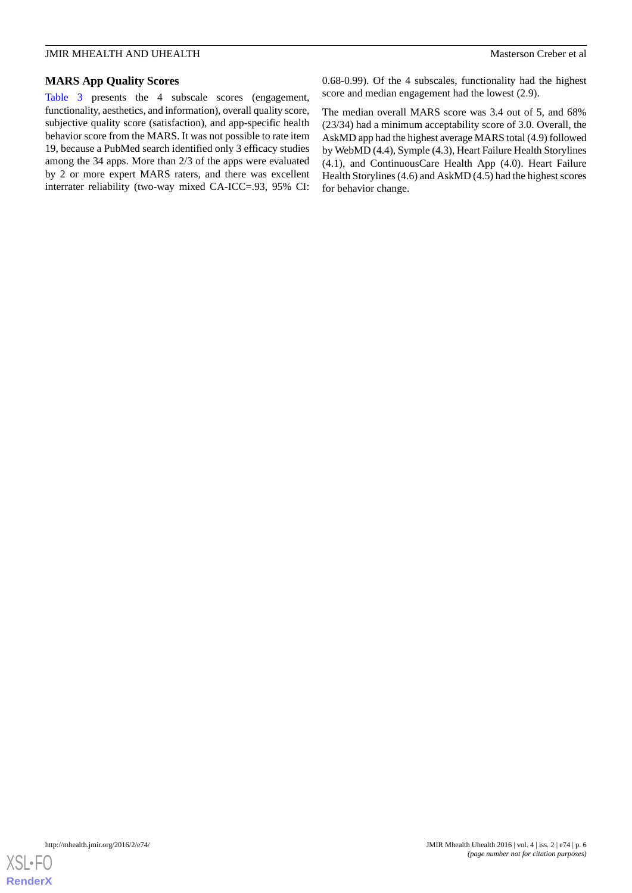### MARS App Quality Scores

Table 3 presents the 4 subscale scores (engagement, functionality, aesthetics, and information), overall quality score, subjective quality score (satisfaction), and app-specific health behavior score from the MARS. It was not possible to rate item 19, because a PubMed search identified only 3 efficacy studies among the 34 apps. More than 2/3 of the apps were evaluated by 2 or more expert MARS raters, and there was excellent interrater reliability (two-way mixed CA-ICC=.93, 95% CI: 0.68-0.99). Of the 4 subscales, functionality had the highest score and median engagement had the lowest (2.9).

The median overall MARS score was 3.4 out of 5, and 68% (23/34) had a minimum acceptability score of 3.0. Overall, the AskMD app had the highest average MARS total (4.9) followed by WebMD (4.4), Symple (4.3), Heart Failure Health Storylines (4.1), and ContinuousCare Health App (4.0). Heart Failure Health Storylines (4.6) and AskMD (4.5) had the highest scores for behavior change.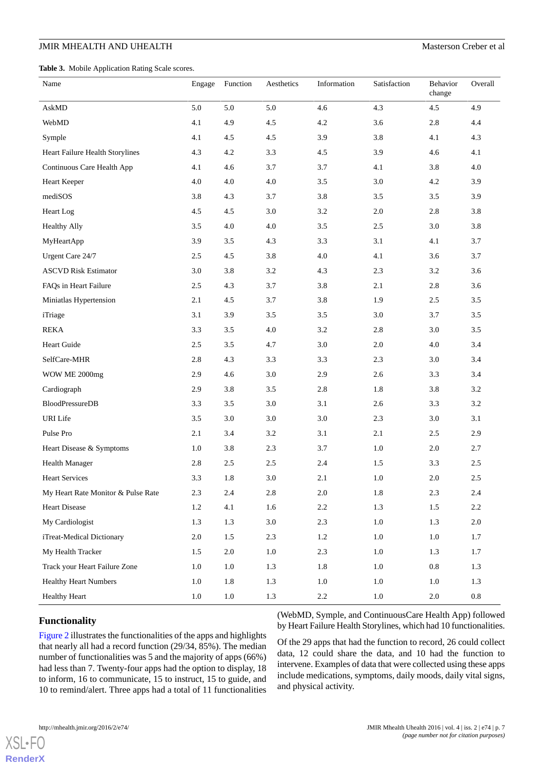**Table 3.** Mobile Application Rating Scale scores.

| Name | Engage | Function | Aesthetics | Information | Satisfaction | Behavior change | Overall |
|---|---|---|---|---|---|---|---|
| AskMD | 5.0 | 5.0 | 5.0 | 4.6 | 4.3 | 4.5 | 4.9 |
| WebMD | 4.1 | 4.9 | 4.5 | 4.2 | 3.6 | 2.8 | 4.4 |
| Symple | 4.1 | 4.5 | 4.5 | 3.9 | 3.8 | 4.1 | 4.3 |
| Heart Failure Health Storylines | 4.3 | 4.2 | 3.3 | 4.5 | 3.9 | 4.6 | 4.1 |
| Continuous Care Health App | 4.1 | 4.6 | 3.7 | 3.7 | 4.1 | 3.8 | 4.0 |
| Heart Keeper | 4.0 | 4.0 | 4.0 | 3.5 | 3.0 | 4.2 | 3.9 |
| mediSOS | 3.8 | 4.3 | 3.7 | 3.8 | 3.5 | 3.5 | 3.9 |
| Heart Log | 4.5 | 4.5 | 3.0 | 3.2 | 2.0 | 2.8 | 3.8 |
| Healthy Ally | 3.5 | 4.0 | 4.0 | 3.5 | 2.5 | 3.0 | 3.8 |
| MyHeartApp | 3.9 | 3.5 | 4.3 | 3.3 | 3.1 | 4.1 | 3.7 |
| Urgent Care 24/7 | 2.5 | 4.5 | 3.8 | 4.0 | 4.1 | 3.6 | 3.7 |
| ASCVD Risk Estimator | 3.0 | 3.8 | 3.2 | 4.3 | 2.3 | 3.2 | 3.6 |
| FAQs in Heart Failure | 2.5 | 4.3 | 3.7 | 3.8 | 2.1 | 2.8 | 3.6 |
| Miniatlas Hypertension | 2.1 | 4.5 | 3.7 | 3.8 | 1.9 | 2.5 | 3.5 |
| iTriage | 3.1 | 3.9 | 3.5 | 3.5 | 3.0 | 3.7 | 3.5 |
| REKA | 3.3 | 3.5 | 4.0 | 3.2 | 2.8 | 3.0 | 3.5 |
| Heart Guide | 2.5 | 3.5 | 4.7 | 3.0 | 2.0 | 4.0 | 3.4 |
| SelfCare-MHR | 2.8 | 4.3 | 3.3 | 3.3 | 2.3 | 3.0 | 3.4 |
| WOW ME 2000mg | 2.9 | 4.6 | 3.0 | 2.9 | 2.6 | 3.3 | 3.4 |
| Cardiograph | 2.9 | 3.8 | 3.5 | 2.8 | 1.8 | 3.8 | 3.2 |
| BloodPressureDB | 3.3 | 3.5 | 3.0 | 3.1 | 2.6 | 3.3 | 3.2 |
| URI Life | 3.5 | 3.0 | 3.0 | 3.0 | 2.3 | 3.0 | 3.1 |
| Pulse Pro | 2.1 | 3.4 | 3.2 | 3.1 | 2.1 | 2.5 | 2.9 |
| Heart Disease & Symptoms | 1.0 | 3.8 | 2.3 | 3.7 | 1.0 | 2.0 | 2.7 |
| Health Manager | 2.8 | 2.5 | 2.5 | 2.4 | 1.5 | 3.3 | 2.5 |
| Heart Services | 3.3 | 1.8 | 3.0 | 2.1 | 1.0 | 2.0 | 2.5 |
| My Heart Rate Monitor & Pulse Rate | 2.3 | 2.4 | 2.8 | 2.0 | 1.8 | 2.3 | 2.4 |
| Heart Disease | 1.2 | 4.1 | 1.6 | 2.2 | 1.3 | 1.5 | 2.2 |
| My Cardiologist | 1.3 | 1.3 | 3.0 | 2.3 | 1.0 | 1.3 | 2.0 |
| iTreat-Medical Dictionary | 2.0 | 1.5 | 2.3 | 1.2 | 1.0 | 1.0 | 1.7 |
| My Health Tracker | 1.5 | 2.0 | 1.0 | 2.3 | 1.0 | 1.3 | 1.7 |
| Track your Heart Failure Zone | 1.0 | 1.0 | 1.3 | 1.8 | 1.0 | 0.8 | 1.3 |
| Healthy Heart Numbers | 1.0 | 1.8 | 1.3 | 1.0 | 1.0 | 1.0 | 1.3 |
| Healthy Heart | 1.0 | 1.0 | 1.3 | 2.2 | 1.0 | 2.0 | 0.8 |

## Functionality

Figure 2 illustrates the functionalities of the apps and highlights that nearly all had a record function (29/34, 85%). The median number of functionalities was 5 and the majority of apps (66%) had less than 7. Twenty-four apps had the option to display, 18 to inform, 16 to communicate, 15 to instruct, 15 to guide, and 10 to remind/alert. Three apps had a total of 11 functionalities (WebMD, Symple, and ContinuousCare Health App) followed by Heart Failure Health Storylines, which had 10 functionalities.

Of the 29 apps that had the function to record, 26 could collect data, 12 could share the data, and 10 had the function to intervene. Examples of data that were collected using these apps include medications, symptoms, daily moods, daily vital signs, and physical activity.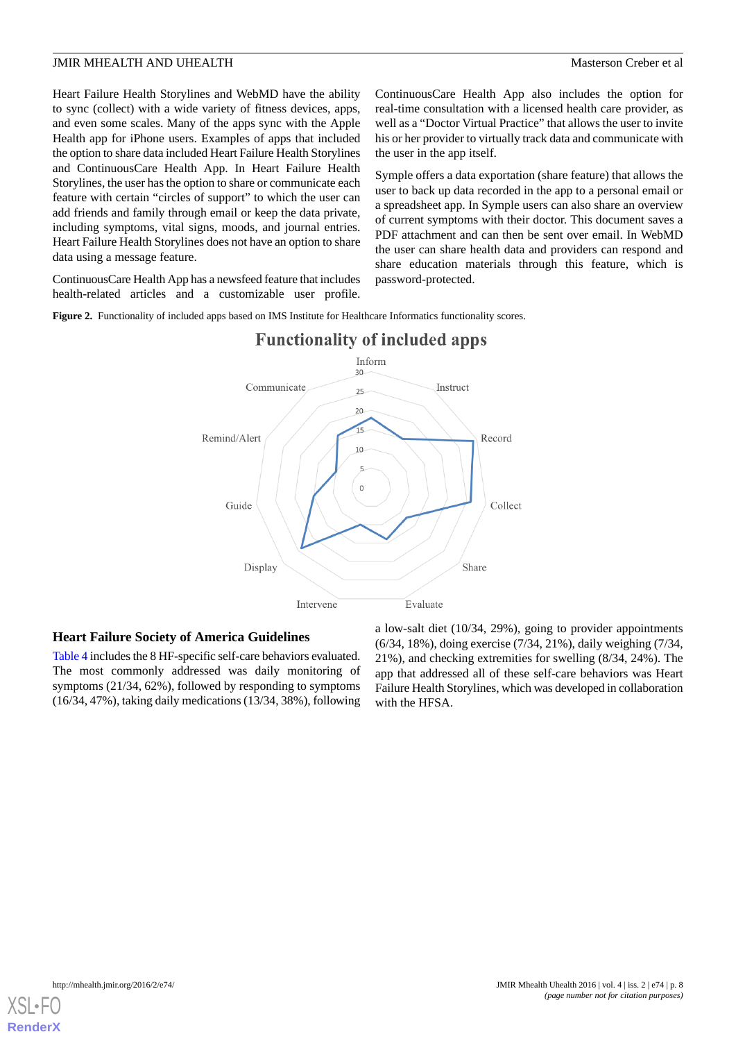Heart Failure Health Storylines and WebMD have the ability to sync (collect) with a wide variety of fitness devices, apps, and even some scales. Many of the apps sync with the Apple Health app for iPhone users. Examples of apps that included the option to share data included Heart Failure Health Storylines and ContinuousCare Health App. In Heart Failure Health Storylines, the user has the option to share or communicate each feature with certain "circles of support" to which the user can add friends and family through email or keep the data private, including symptoms, vital signs, moods, and journal entries. Heart Failure Health Storylines does not have an option to share data using a message feature.

ContinuousCare Health App has a newsfeed feature that includes health-related articles and a customizable user profile. ContinuousCare Health App also includes the option for real-time consultation with a licensed health care provider, as well as a "Doctor Virtual Practice" that allows the user to invite his or her provider to virtually track data and communicate with the user in the app itself.

Symple offers a data exportation (share feature) that allows the user to back up data recorded in the app to a personal email or a spreadsheet app. In Symple users can also share an overview of current symptoms with their doctor. This document saves a PDF attachment and can then be sent over email. In WebMD the user can share health data and providers can respond and share education materials through this feature, which is password-protected.

**Figure 2.** Functionality of included apps based on IMS Institute for Healthcare Informatics functionality scores.

## Heart Failure Society of America Guidelines

Table 4 includes the 8 HF-specific self-care behaviors evaluated. The most commonly addressed was daily monitoring of symptoms (21/34, 62%), followed by responding to symptoms (16/34, 47%), taking daily medications (13/34, 38%), following a low-salt diet (10/34, 29%), going to provider appointments (6/34, 18%), doing exercise (7/34, 21%), daily weighing (7/34, 21%), and checking extremities for swelling (8/34, 24%). The app that addressed all of these self-care behaviors was Heart Failure Health Storylines, which was developed in collaboration with the HFSA.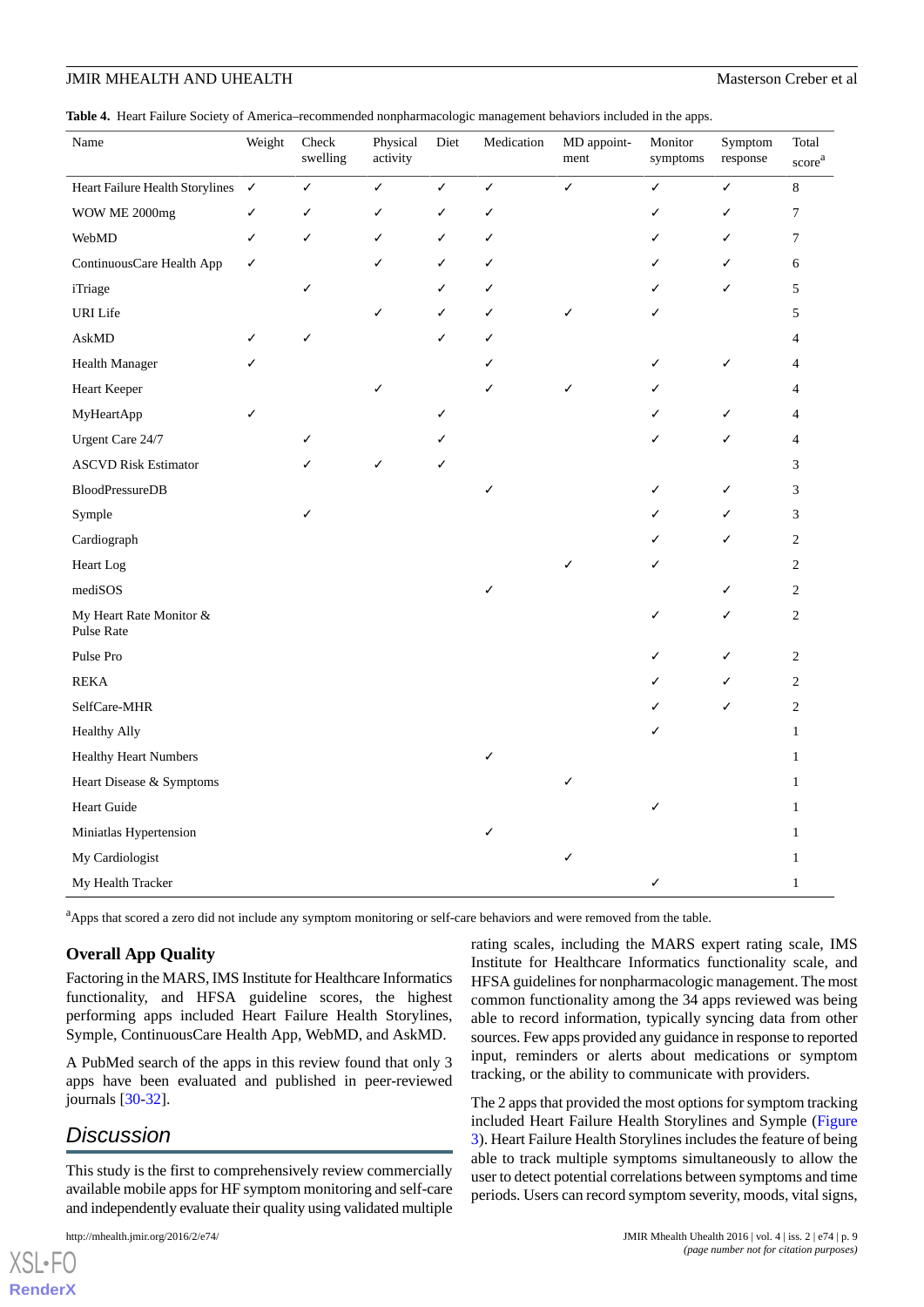**Table 4.** Heart Failure Society of America–recommended nonpharmacologic management behaviors included in the apps.

| Name | Weight | Check swelling | Physical activity | Diet | Medication | MD appointment | Monitor symptoms | Symptom response | Total score[a] |
|---|---|---|---|---|---|---|---|---|---|
| Heart Failure Health Storylines | ✓ | ✓ | ✓ | ✓ | ✓ | ✓ | ✓ | ✓ | 8 |
| WOW ME 2000mg | ✓ | ✓ | ✓ | ✓ | ✓ | | ✓ | ✓ | 7 |
| WebMD | ✓ | ✓ | ✓ | ✓ | ✓ | | ✓ | ✓ | 7 |
| ContinuousCare Health App | ✓ | | ✓ | ✓ | ✓ | | ✓ | ✓ | 6 |
| iTriage | | ✓ | | ✓ | ✓ | | ✓ | ✓ | 5 |
| URI Life | | | ✓ | ✓ | ✓ | ✓ | ✓ | | 5 |
| AskMD | ✓ | ✓ | | ✓ | ✓ | | | | 4 |
| Health Manager | ✓ | | | | ✓ | | ✓ | ✓ | 4 |
| Heart Keeper | | | ✓ | | ✓ | ✓ | ✓ | | 4 |
| MyHeartApp | ✓ | | | ✓ | | | ✓ | ✓ | 4 |
| Urgent Care 24/7 | | ✓ | | ✓ | | | ✓ | ✓ | 4 |
| ASCVD Risk Estimator | | ✓ | ✓ | ✓ | | | | | 3 |
| BloodPressureDB | | | | | ✓ | | ✓ | ✓ | 3 |
| Symple | | ✓ | | | | | ✓ | ✓ | 3 |
| Cardiograph | | | | | | | ✓ | ✓ | 2 |
| Heart Log | | | | | | ✓ | ✓ | | 2 |
| mediSOS | | | | | ✓ | | | ✓ | 2 |
| My Heart Rate Monitor & Pulse Rate | | | | | | | ✓ | ✓ | 2 |
| Pulse Pro | | | | | | | ✓ | ✓ | 2 |
| REKA | | | | | | | ✓ | ✓ | 2 |
| SelfCare-MHR | | | | | | | ✓ | ✓ | 2 |
| Healthy Ally | | | | | | | ✓ | | 1 |
| Healthy Heart Numbers | | | | | ✓ | | | | 1 |
| Heart Disease & Symptoms | | | | | | ✓ | | | 1 |
| Heart Guide | | | | | | | ✓ | | 1 |
| Miniatlas Hypertension | | | | | ✓ | | | | 1 |
| My Cardiologist | | | | | | ✓ | | | 1 |
| My Health Tracker | | | | | | | ✓ | | 1 |

[a]Apps that scored a zero did not include any symptom monitoring or self-care behaviors and were removed from the table.

### Overall App Quality

Factoring in the MARS, IMS Institute for Healthcare Informatics functionality, and HFSA guideline scores, the highest performing apps included Heart Failure Health Storylines, Symple, ContinuousCare Health App, WebMD, and AskMD.

A PubMed search of the apps in this review found that only 3 apps have been evaluated and published in peer-reviewed journals [30-32].

## Discussion

This study is the first to comprehensively review commercially available mobile apps for HF symptom monitoring and self-care and independently evaluate their quality using validated multiple rating scales, including the MARS expert rating scale, IMS Institute for Healthcare Informatics functionality scale, and HFSA guidelines for nonpharmacologic management. The most common functionality among the 34 apps reviewed was being able to record information, typically syncing data from other sources. Few apps provided any guidance in response to reported input, reminders or alerts about medications or symptom tracking, or the ability to communicate with providers.

The 2 apps that provided the most options for symptom tracking included Heart Failure Health Storylines and Symple (Figure 3). Heart Failure Health Storylines includes the feature of being able to track multiple symptoms simultaneously to allow the user to detect potential correlations between symptoms and time periods. Users can record symptom severity, moods, vital signs,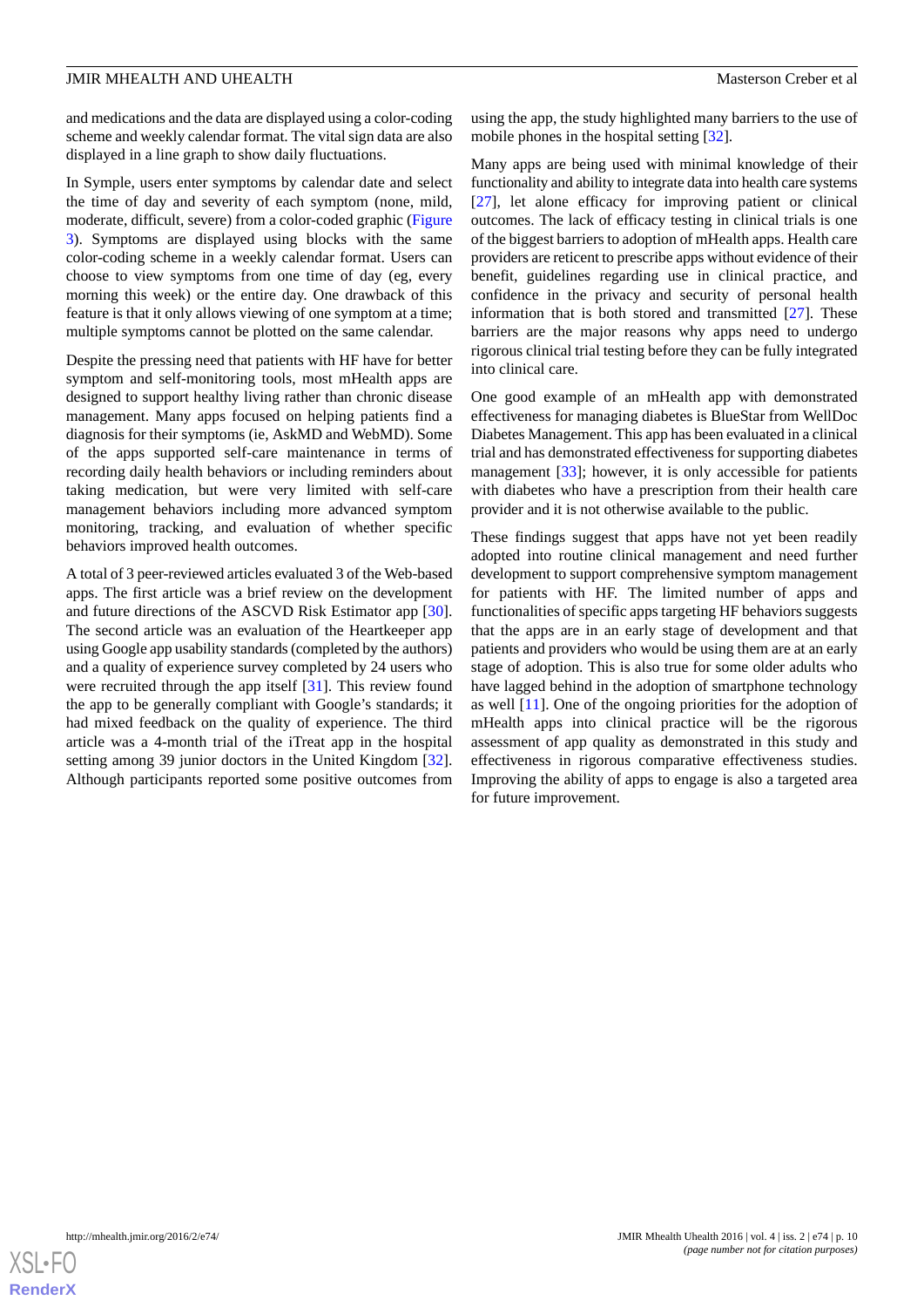and medications and the data are displayed using a color-coding scheme and weekly calendar format. The vital sign data are also displayed in a line graph to show daily fluctuations.

In Symple, users enter symptoms by calendar date and select the time of day and severity of each symptom (none, mild, moderate, difficult, severe) from a color-coded graphic (Figure 3). Symptoms are displayed using blocks with the same color-coding scheme in a weekly calendar format. Users can choose to view symptoms from one time of day (eg, every morning this week) or the entire day. One drawback of this feature is that it only allows viewing of one symptom at a time; multiple symptoms cannot be plotted on the same calendar.

Despite the pressing need that patients with HF have for better symptom and self-monitoring tools, most mHealth apps are designed to support healthy living rather than chronic disease management. Many apps focused on helping patients find a diagnosis for their symptoms (ie, AskMD and WebMD). Some of the apps supported self-care maintenance in terms of recording daily health behaviors or including reminders about taking medication, but were very limited with self-care management behaviors including more advanced symptom monitoring, tracking, and evaluation of whether specific behaviors improved health outcomes.

A total of 3 peer-reviewed articles evaluated 3 of the Web-based apps. The first article was a brief review on the development and future directions of the ASCVD Risk Estimator app [30]. The second article was an evaluation of the Heartkeeper app using Google app usability standards (completed by the authors) and a quality of experience survey completed by 24 users who were recruited through the app itself [31]. This review found the app to be generally compliant with Google's standards; it had mixed feedback on the quality of experience. The third article was a 4-month trial of the iTreat app in the hospital setting among 39 junior doctors in the United Kingdom [32]. Although participants reported some positive outcomes from using the app, the study highlighted many barriers to the use of mobile phones in the hospital setting [32].

Many apps are being used with minimal knowledge of their functionality and ability to integrate data into health care systems [27], let alone efficacy for improving patient or clinical outcomes. The lack of efficacy testing in clinical trials is one of the biggest barriers to adoption of mHealth apps. Health care providers are reticent to prescribe apps without evidence of their benefit, guidelines regarding use in clinical practice, and confidence in the privacy and security of personal health information that is both stored and transmitted [27]. These barriers are the major reasons why apps need to undergo rigorous clinical trial testing before they can be fully integrated into clinical care.

One good example of an mHealth app with demonstrated effectiveness for managing diabetes is BlueStar from WellDoc Diabetes Management. This app has been evaluated in a clinical trial and has demonstrated effectiveness for supporting diabetes management [33]; however, it is only accessible for patients with diabetes who have a prescription from their health care provider and it is not otherwise available to the public.

These findings suggest that apps have not yet been readily adopted into routine clinical management and need further development to support comprehensive symptom management for patients with HF. The limited number of apps and functionalities of specific apps targeting HF behaviors suggests that the apps are in an early stage of development and that patients and providers who would be using them are at an early stage of adoption. This is also true for some older adults who have lagged behind in the adoption of smartphone technology as well [11]. One of the ongoing priorities for the adoption of mHealth apps into clinical practice will be the rigorous assessment of app quality as demonstrated in this study and effectiveness in rigorous comparative effectiveness studies. Improving the ability of apps to engage is also a targeted area for future improvement.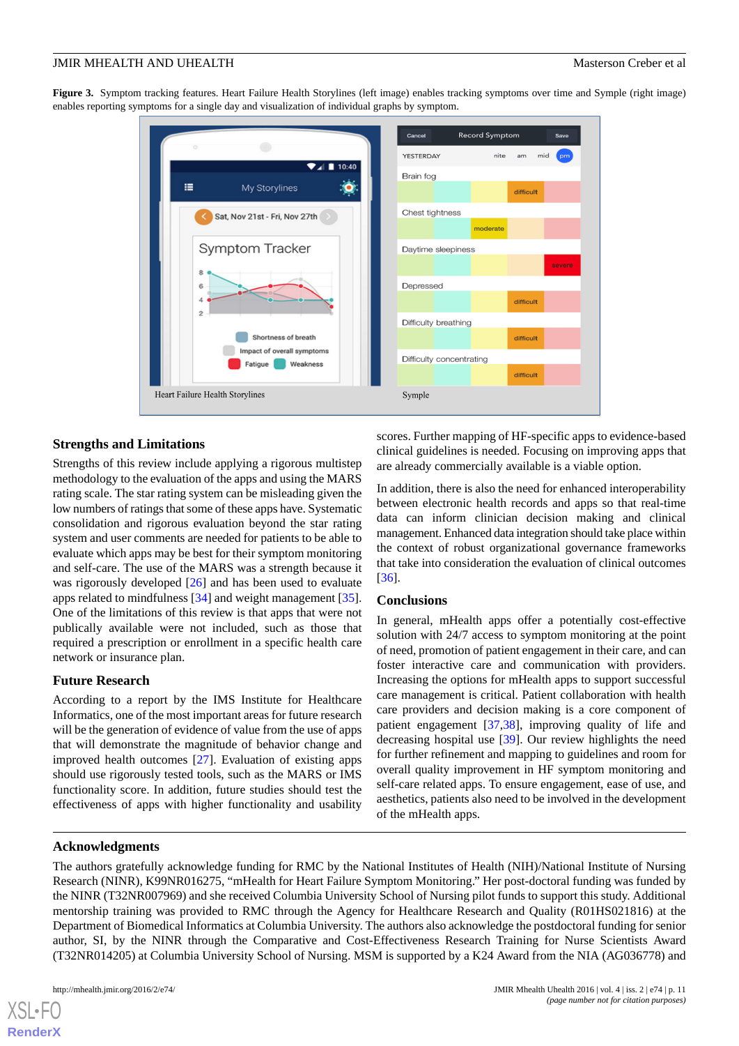**Figure 3.** Symptom tracking features. Heart Failure Health Storylines (left image) enables tracking symptoms over time and Symple (right image) enables reporting symptoms for a single day and visualization of individual graphs by symptom.

## Strengths and Limitations

Strengths of this review include applying a rigorous multistep methodology to the evaluation of the apps and using the MARS rating scale. The star rating system can be misleading given the low numbers of ratings that some of these apps have. Systematic consolidation and rigorous evaluation beyond the star rating system and user comments are needed for patients to be able to evaluate which apps may be best for their symptom monitoring and self-care. The use of the MARS was a strength because it was rigorously developed [26] and has been used to evaluate apps related to mindfulness [34] and weight management [35]. One of the limitations of this review is that apps that were not publically available were not included, such as those that required a prescription or enrollment in a specific health care network or insurance plan.

## Future Research

According to a report by the IMS Institute for Healthcare Informatics, one of the most important areas for future research will be the generation of evidence of value from the use of apps that will demonstrate the magnitude of behavior change and improved health outcomes [27]. Evaluation of existing apps should use rigorously tested tools, such as the MARS or IMS functionality score. In addition, future studies should test the effectiveness of apps with higher functionality and usability scores. Further mapping of HF-specific apps to evidence-based clinical guidelines is needed. Focusing on improving apps that are already commercially available is a viable option.

In addition, there is also the need for enhanced interoperability between electronic health records and apps so that real-time data can inform clinician decision making and clinical management. Enhanced data integration should take place within the context of robust organizational governance frameworks that take into consideration the evaluation of clinical outcomes [36].

## Conclusions

In general, mHealth apps offer a potentially cost-effective solution with 24/7 access to symptom monitoring at the point of need, promotion of patient engagement in their care, and can foster interactive care and communication with providers. Increasing the options for mHealth apps to support successful care management is critical. Patient collaboration with health care providers and decision making is a core component of patient engagement [37,38], improving quality of life and decreasing hospital use [39]. Our review highlights the need for further refinement and mapping to guidelines and room for overall quality improvement in HF symptom monitoring and self-care related apps. To ensure engagement, ease of use, and aesthetics, patients also need to be involved in the development of the mHealth apps.

## Acknowledgments

The authors gratefully acknowledge funding for RMC by the National Institutes of Health (NIH)/National Institute of Nursing Research (NINR), K99NR016275, "mHealth for Heart Failure Symptom Monitoring." Her post-doctoral funding was funded by the NINR (T32NR007969) and she received Columbia University School of Nursing pilot funds to support this study. Additional mentorship training was provided to RMC through the Agency for Healthcare Research and Quality (R01HS021816) at the Department of Biomedical Informatics at Columbia University. The authors also acknowledge the postdoctoral funding for senior author, SI, by the NINR through the Comparative and Cost-Effectiveness Research Training for Nurse Scientists Award (T32NR014205) at Columbia University School of Nursing. MSM is supported by a K24 Award from the NIA (AG036778) and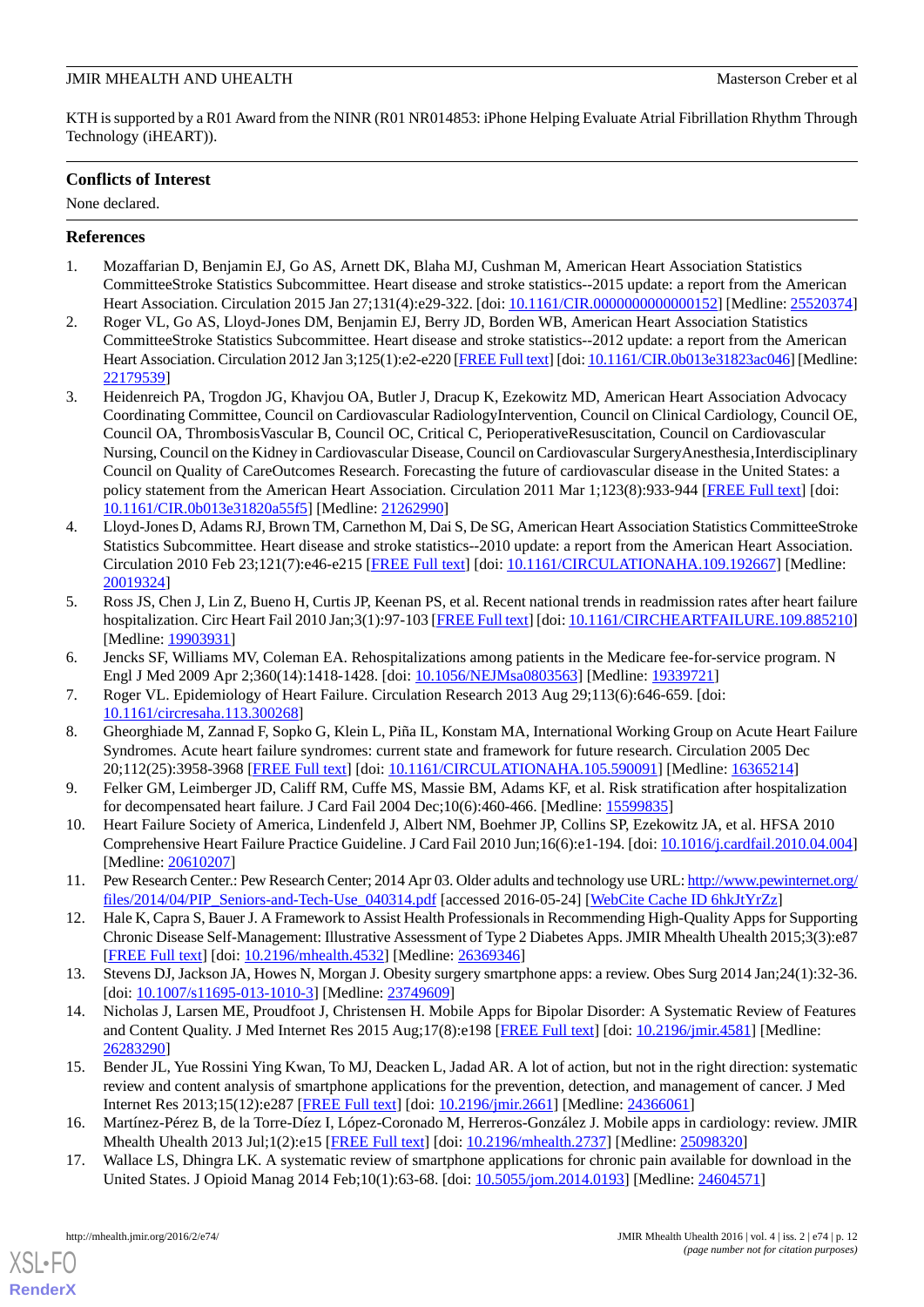KTH is supported by a R01 Award from the NINR (R01 NR014853: iPhone Helping Evaluate Atrial Fibrillation Rhythm Through Technology (iHEART)).

## Conflicts of Interest

None declared.

## References

1. Mozaffarian D, Benjamin EJ, Go AS, Arnett DK, Blaha MJ, Cushman M, American Heart Association Statistics CommitteeStroke Statistics Subcommittee. Heart disease and stroke statistics--2015 update: a report from the American Heart Association. Circulation 2015 Jan 27;131(4):e29-322. [doi: 10.1161/CIR.0000000000000152] [Medline: 25520374]
2. Roger VL, Go AS, Lloyd-Jones DM, Benjamin EJ, Berry JD, Borden WB, American Heart Association Statistics CommitteeStroke Statistics Subcommittee. Heart disease and stroke statistics--2012 update: a report from the American Heart Association. Circulation 2012 Jan 3;125(1):e2-e220 [FREE Full text] [doi: 10.1161/CIR.0b013e31823ac046] [Medline: 22179539]
3. Heidenreich PA, Trogdon JG, Khavjou OA, Butler J, Dracup K, Ezekowitz MD, American Heart Association Advocacy Coordinating Committee, Council on Cardiovascular RadiologyIntervention, Council on Clinical Cardiology, Council OE, Council OA, ThrombosisVascular B, Council OC, Critical C, PerioperativeResuscitation, Council on Cardiovascular Nursing, Council on the Kidney in Cardiovascular Disease, Council on Cardiovascular SurgeryAnesthesia, Interdisciplinary Council on Quality of CareOutcomes Research. Forecasting the future of cardiovascular disease in the United States: a policy statement from the American Heart Association. Circulation 2011 Mar 1;123(8):933-944 [FREE Full text] [doi: 10.1161/CIR.0b013e31820a55f5] [Medline: 21262990]
4. Lloyd-Jones D, Adams RJ, Brown TM, Carnethon M, Dai S, De SG, American Heart Association Statistics CommitteeStroke Statistics Subcommittee. Heart disease and stroke statistics--2010 update: a report from the American Heart Association. Circulation 2010 Feb 23;121(7):e46-e215 [FREE Full text] [doi: 10.1161/CIRCULATIONAHA.109.192667] [Medline: 20019324]
5. Ross JS, Chen J, Lin Z, Bueno H, Curtis JP, Keenan PS, et al. Recent national trends in readmission rates after heart failure hospitalization. Circ Heart Fail 2010 Jan;3(1):97-103 [FREE Full text] [doi: 10.1161/CIRCHEARTFAILURE.109.885210] [Medline: 19903931]
6. Jencks SF, Williams MV, Coleman EA. Rehospitalizations among patients in the Medicare fee-for-service program. N Engl J Med 2009 Apr 2;360(14):1418-1428. [doi: 10.1056/NEJMsa0803563] [Medline: 19339721]
7. Roger VL. Epidemiology of Heart Failure. Circulation Research 2013 Aug 29;113(6):646-659. [doi: 10.1161/circresaha.113.300268]
8. Gheorghiade M, Zannad F, Sopko G, Klein L, Piña IL, Konstam MA, International Working Group on Acute Heart Failure Syndromes. Acute heart failure syndromes: current state and framework for future research. Circulation 2005 Dec 20;112(25):3958-3968 [FREE Full text] [doi: 10.1161/CIRCULATIONAHA.105.590091] [Medline: 16365214]
9. Felker GM, Leimberger JD, Califf RM, Cuffe MS, Massie BM, Adams KF, et al. Risk stratification after hospitalization for decompensated heart failure. J Card Fail 2004 Dec;10(6):460-466. [Medline: 15599835]
10. Heart Failure Society of America, Lindenfeld J, Albert NM, Boehmer JP, Collins SP, Ezekowitz JA, et al. HFSA 2010 Comprehensive Heart Failure Practice Guideline. J Card Fail 2010 Jun;16(6):e1-194. [doi: 10.1016/j.cardfail.2010.04.004] [Medline: 20610207]
11. Pew Research Center.: Pew Research Center; 2014 Apr 03. Older adults and technology use URL: http://www.pewinternet.org/files/2014/04/PIP_Seniors-and-Tech-Use_040314.pdf [accessed 2016-05-24] [WebCite Cache ID 6hkJtYrZz]
12. Hale K, Capra S, Bauer J. A Framework to Assist Health Professionals in Recommending High-Quality Apps for Supporting Chronic Disease Self-Management: Illustrative Assessment of Type 2 Diabetes Apps. JMIR Mhealth Uhealth 2015;3(3):e87 [FREE Full text] [doi: 10.2196/mhealth.4532] [Medline: 26369346]
13. Stevens DJ, Jackson JA, Howes N, Morgan J. Obesity surgery smartphone apps: a review. Obes Surg 2014 Jan;24(1):32-36. [doi: 10.1007/s11695-013-1010-3] [Medline: 23749609]
14. Nicholas J, Larsen ME, Proudfoot J, Christensen H. Mobile Apps for Bipolar Disorder: A Systematic Review of Features and Content Quality. J Med Internet Res 2015 Aug;17(8):e198 [FREE Full text] [doi: 10.2196/jmir.4581] [Medline: 26283290]
15. Bender JL, Yue Rossini Ying Kwan, To MJ, Deacken L, Jadad AR. A lot of action, but not in the right direction: systematic review and content analysis of smartphone applications for the prevention, detection, and management of cancer. J Med Internet Res 2013;15(12):e287 [FREE Full text] [doi: 10.2196/jmir.2661] [Medline: 24366061]
16. Martínez-Pérez B, de la Torre-Díez I, López-Coronado M, Herreros-González J. Mobile apps in cardiology: review. JMIR Mhealth Uhealth 2013 Jul;1(2):e15 [FREE Full text] [doi: 10.2196/mhealth.2737] [Medline: 25098320]
17. Wallace LS, Dhingra LK. A systematic review of smartphone applications for chronic pain available for download in the United States. J Opioid Manag 2014 Feb;10(1):63-68. [doi: 10.5055/jom.2014.0193] [Medline: 24604571]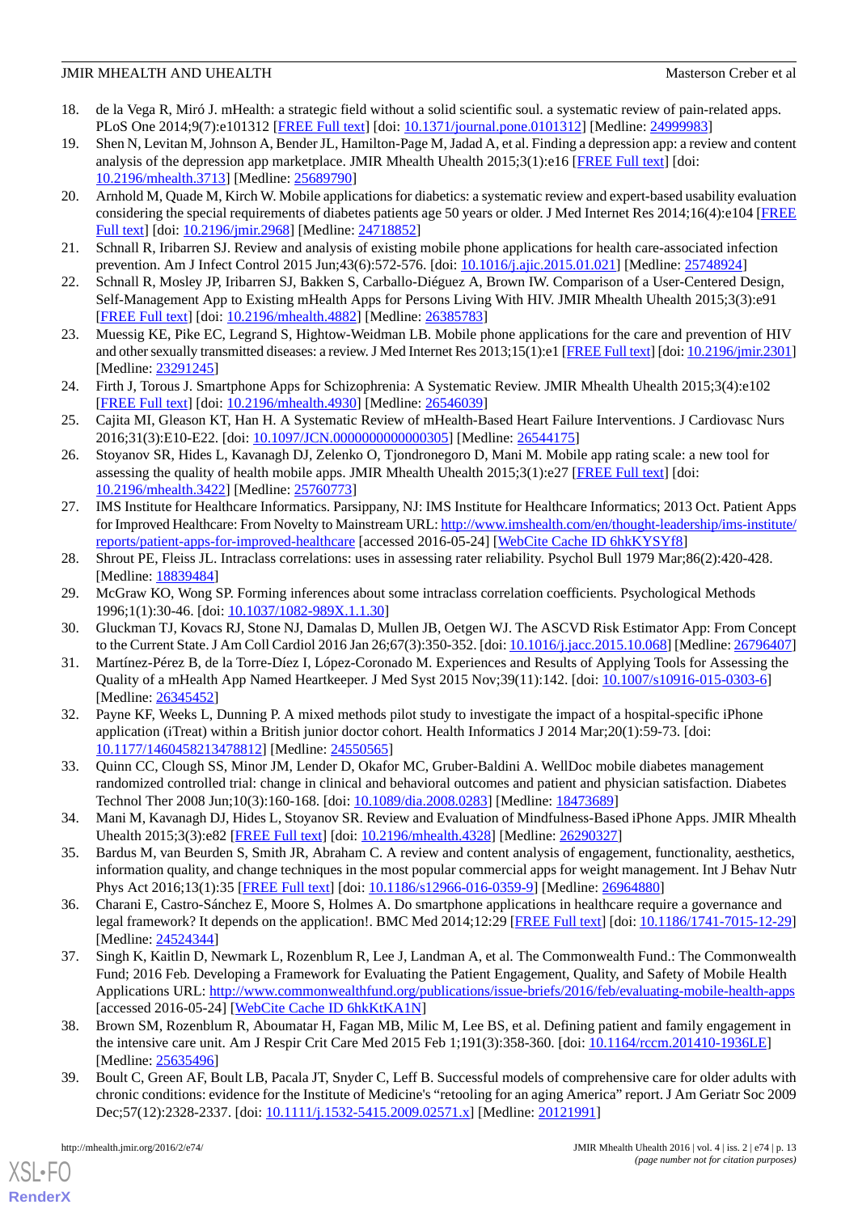18. de la Vega R, Miró J. mHealth: a strategic field without a solid scientific soul. a systematic review of pain-related apps. PLoS One 2014;9(7):e101312 [FREE Full text] [doi: 10.1371/journal.pone.0101312] [Medline: 24999983]
19. Shen N, Levitan M, Johnson A, Bender JL, Hamilton-Page M, Jadad A, et al. Finding a depression app: a review and content analysis of the depression app marketplace. JMIR Mhealth Uhealth 2015;3(1):e16 [FREE Full text] [doi: 10.2196/mhealth.3713] [Medline: 25689790]
20. Arnhold M, Quade M, Kirch W. Mobile applications for diabetics: a systematic review and expert-based usability evaluation considering the special requirements of diabetes patients age 50 years or older. J Med Internet Res 2014;16(4):e104 [FREE Full text] [doi: 10.2196/jmir.2968] [Medline: 24718852]
21. Schnall R, Iribarren SJ. Review and analysis of existing mobile phone applications for health care-associated infection prevention. Am J Infect Control 2015 Jun;43(6):572-576. [doi: 10.1016/j.ajic.2015.01.021] [Medline: 25748924]
22. Schnall R, Mosley JP, Iribarren SJ, Bakken S, Carballo-Diéguez A, Brown IW. Comparison of a User-Centered Design, Self-Management App to Existing mHealth Apps for Persons Living With HIV. JMIR Mhealth Uhealth 2015;3(3):e91 [FREE Full text] [doi: 10.2196/mhealth.4882] [Medline: 26385783]
23. Muessig KE, Pike EC, Legrand S, Hightow-Weidman LB. Mobile phone applications for the care and prevention of HIV and other sexually transmitted diseases: a review. J Med Internet Res 2013;15(1):e1 [FREE Full text] [doi: 10.2196/jmir.2301] [Medline: 23291245]
24. Firth J, Torous J. Smartphone Apps for Schizophrenia: A Systematic Review. JMIR Mhealth Uhealth 2015;3(4):e102 [FREE Full text] [doi: 10.2196/mhealth.4930] [Medline: 26546039]
25. Cajita MI, Gleason KT, Han H. A Systematic Review of mHealth-Based Heart Failure Interventions. J Cardiovasc Nurs 2016;31(3):E10-E22. [doi: 10.1097/JCN.0000000000000305] [Medline: 26544175]
26. Stoyanov SR, Hides L, Kavanagh DJ, Zelenko O, Tjondronegoro D, Mani M. Mobile app rating scale: a new tool for assessing the quality of health mobile apps. JMIR Mhealth Uhealth 2015;3(1):e27 [FREE Full text] [doi: 10.2196/mhealth.3422] [Medline: 25760773]
27. IMS Institute for Healthcare Informatics. Parsippany, NJ: IMS Institute for Healthcare Informatics; 2013 Oct. Patient Apps for Improved Healthcare: From Novelty to Mainstream URL: http://www.imshealth.com/en/thought-leadership/ims-institute/reports/patient-apps-for-improved-healthcare [accessed 2016-05-24] [WebCite Cache ID 6hkKYSYf8]
28. Shrout PE, Fleiss JL. Intraclass correlations: uses in assessing rater reliability. Psychol Bull 1979 Mar;86(2):420-428. [Medline: 18839484]
29. McGraw KO, Wong SP. Forming inferences about some intraclass correlation coefficients. Psychological Methods 1996;1(1):30-46. [doi: 10.1037/1082-989X.1.1.30]
30. Gluckman TJ, Kovacs RJ, Stone NJ, Damalas D, Mullen JB, Oetgen WJ. The ASCVD Risk Estimator App: From Concept to the Current State. J Am Coll Cardiol 2016 Jan 26;67(3):350-352. [doi: 10.1016/j.jacc.2015.10.068] [Medline: 26796407]
31. Martínez-Pérez B, de la Torre-Díez I, López-Coronado M. Experiences and Results of Applying Tools for Assessing the Quality of a mHealth App Named Heartkeeper. J Med Syst 2015 Nov;39(11):142. [doi: 10.1007/s10916-015-0303-6] [Medline: 26345452]
32. Payne KF, Weeks L, Dunning P. A mixed methods pilot study to investigate the impact of a hospital-specific iPhone application (iTreat) within a British junior doctor cohort. Health Informatics J 2014 Mar;20(1):59-73. [doi: 10.1177/1460458213478812] [Medline: 24550565]
33. Quinn CC, Clough SS, Minor JM, Lender D, Okafor MC, Gruber-Baldini A. WellDoc mobile diabetes management randomized controlled trial: change in clinical and behavioral outcomes and patient and physician satisfaction. Diabetes Technol Ther 2008 Jun;10(3):160-168. [doi: 10.1089/dia.2008.0283] [Medline: 18473689]
34. Mani M, Kavanagh DJ, Hides L, Stoyanov SR. Review and Evaluation of Mindfulness-Based iPhone Apps. JMIR Mhealth Uhealth 2015;3(3):e82 [FREE Full text] [doi: 10.2196/mhealth.4328] [Medline: 26290327]
35. Bardus M, van Beurden S, Smith JR, Abraham C. A review and content analysis of engagement, functionality, aesthetics, information quality, and change techniques in the most popular commercial apps for weight management. Int J Behav Nutr Phys Act 2016;13(1):35 [FREE Full text] [doi: 10.1186/s12966-016-0359-9] [Medline: 26964880]
36. Charani E, Castro-Sánchez E, Moore S, Holmes A. Do smartphone applications in healthcare require a governance and legal framework? It depends on the application!. BMC Med 2014;12:29 [FREE Full text] [doi: 10.1186/1741-7015-12-29] [Medline: 24524344]
37. Singh K, Kaitlin D, Newmark L, Rozenblum R, Lee J, Landman A, et al. The Commonwealth Fund.: The Commonwealth Fund; 2016 Feb. Developing a Framework for Evaluating the Patient Engagement, Quality, and Safety of Mobile Health Applications URL: http://www.commonwealthfund.org/publications/issue-briefs/2016/feb/evaluating-mobile-health-apps [accessed 2016-05-24] [WebCite Cache ID 6hkKtKA1N]
38. Brown SM, Rozenblum R, Aboumatar H, Fagan MB, Milic M, Lee BS, et al. Defining patient and family engagement in the intensive care unit. Am J Respir Crit Care Med 2015 Feb 1;191(3):358-360. [doi: 10.1164/rccm.201410-1936LE] [Medline: 25635496]
39. Boult C, Green AF, Boult LB, Pacala JT, Snyder C, Leff B. Successful models of comprehensive care for older adults with chronic conditions: evidence for the Institute of Medicine's "retooling for an aging America" report. J Am Geriatr Soc 2009 Dec;57(12):2328-2337. [doi: 10.1111/j.1532-5415.2009.02571.x] [Medline: 20121991]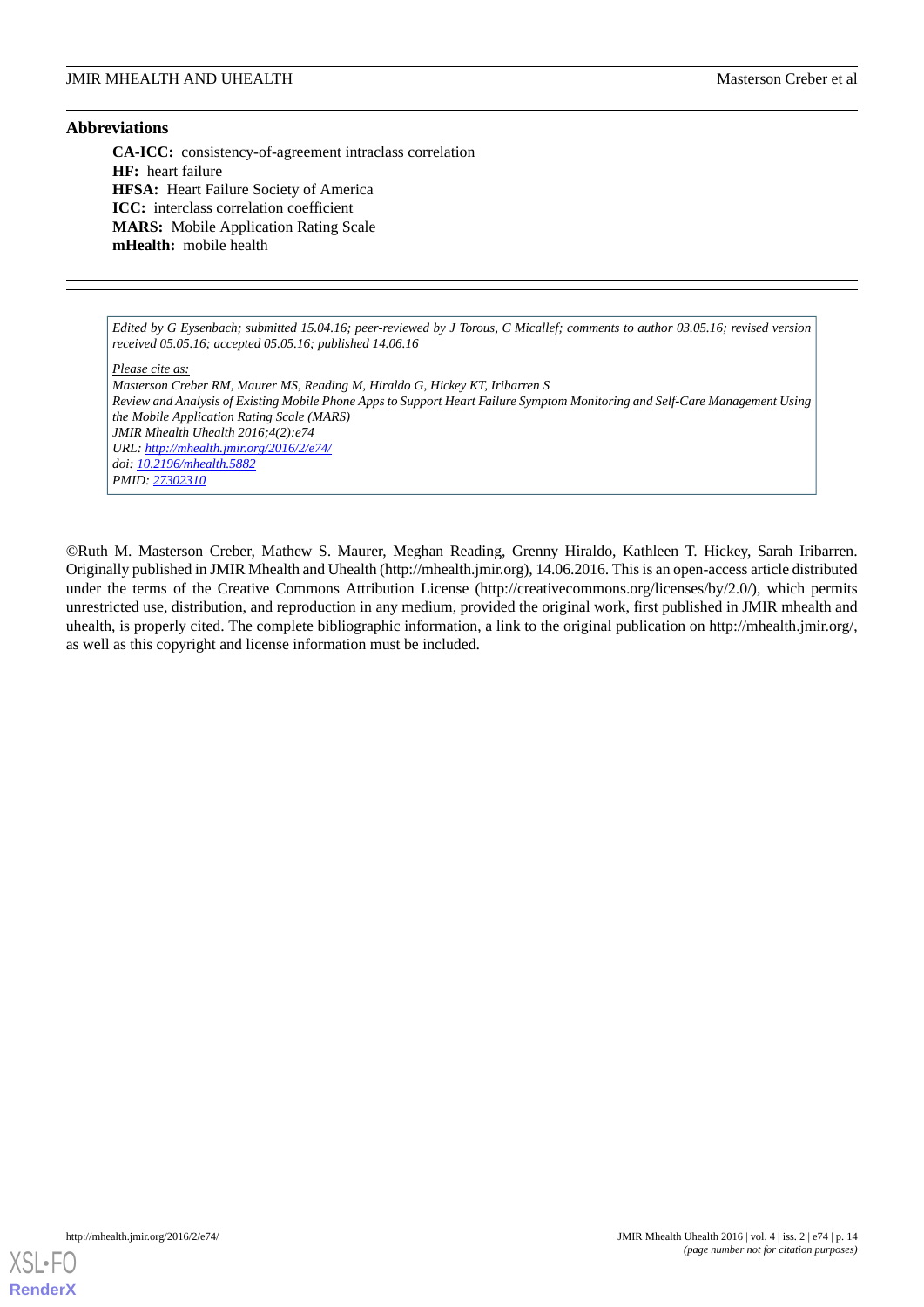## Abbreviations

**CA-ICC:** consistency-of-agreement intraclass correlation
**HF:** heart failure
**HFSA:** Heart Failure Society of America
**ICC:** interclass correlation coefficient
**MARS:** Mobile Application Rating Scale
**mHealth:** mobile health

---

*Edited by G Eysenbach; submitted 15.04.16; peer-reviewed by J Torous, C Micallef; comments to author 03.05.16; revised version received 05.05.16; accepted 05.05.16; published 14.06.16*

*Please cite as:*
*Masterson Creber RM, Maurer MS, Reading M, Hiraldo G, Hickey KT, Iribarren S*
*Review and Analysis of Existing Mobile Phone Apps to Support Heart Failure Symptom Monitoring and Self-Care Management Using the Mobile Application Rating Scale (MARS)*
*JMIR Mhealth Uhealth 2016;4(2):e74*
*URL: http://mhealth.jmir.org/2016/2/e74/*
*doi: 10.2196/mhealth.5882*
*PMID: 27302310*

©Ruth M. Masterson Creber, Mathew S. Maurer, Meghan Reading, Grenny Hiraldo, Kathleen T. Hickey, Sarah Iribarren. Originally published in JMIR Mhealth and Uhealth (http://mhealth.jmir.org), 14.06.2016. This is an open-access article distributed under the terms of the Creative Commons Attribution License (http://creativecommons.org/licenses/by/2.0/), which permits unrestricted use, distribution, and reproduction in any medium, provided the original work, first published in JMIR mhealth and uhealth, is properly cited. The complete bibliographic information, a link to the original publication on http://mhealth.jmir.org/, as well as this copyright and license information must be included.